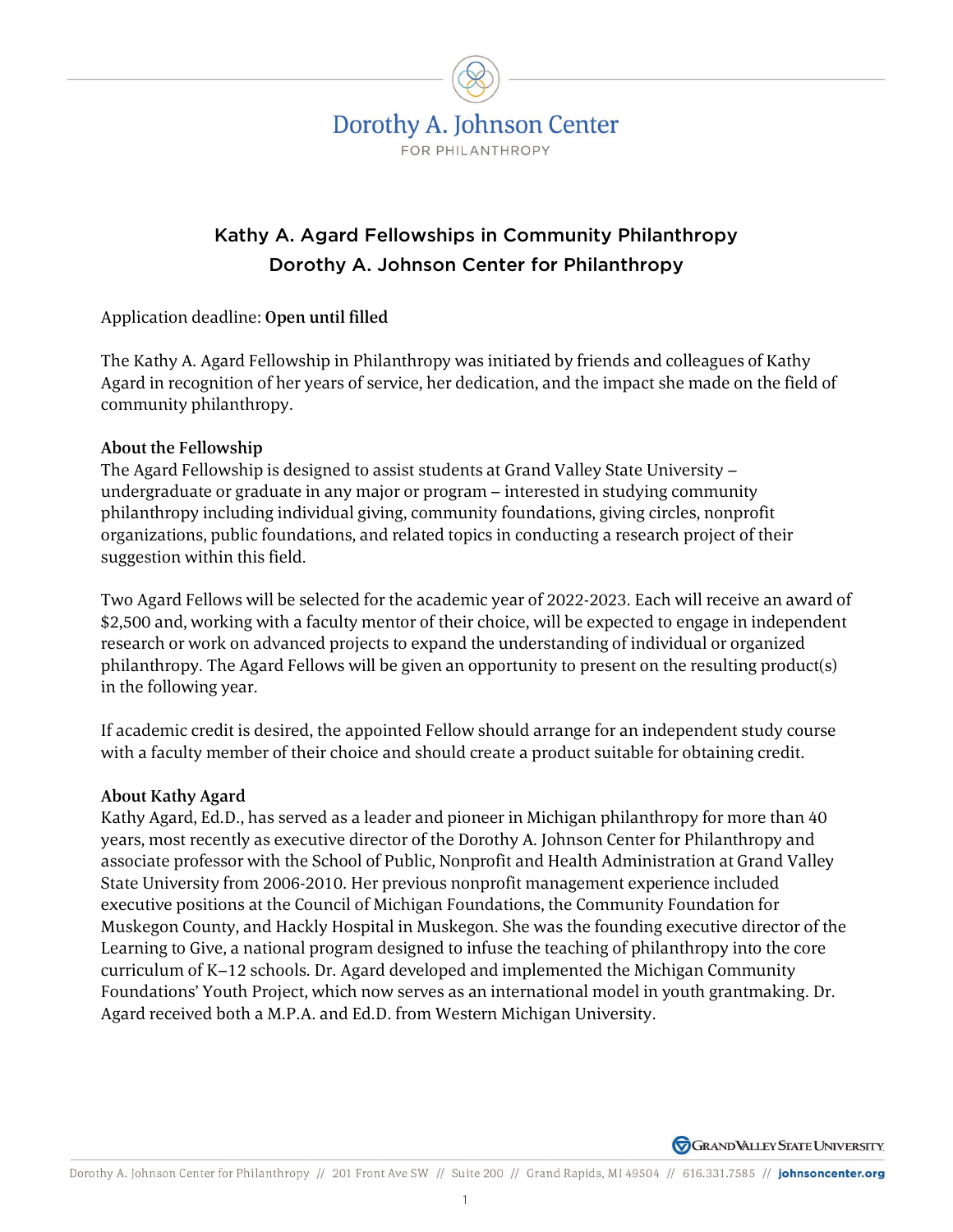Dorothy A. Johnson Center
FOR PHILANTHROPY

# Kathy A. Agard Fellowships in Community Philanthropy
# Dorothy A. Johnson Center for Philanthropy

Application deadline: **Open until filled**

The Kathy A. Agard Fellowship in Philanthropy was initiated by friends and colleagues of Kathy Agard in recognition of her years of service, her dedication, and the impact she made on the field of community philanthropy.

**About the Fellowship**

The Agard Fellowship is designed to assist students at Grand Valley State University – undergraduate or graduate in any major or program – interested in studying community philanthropy including individual giving, community foundations, giving circles, nonprofit organizations, public foundations, and related topics in conducting a research project of their suggestion within this field.

Two Agard Fellows will be selected for the academic year of 2022-2023. Each will receive an award of $2,500 and, working with a faculty mentor of their choice, will be expected to engage in independent research or work on advanced projects to expand the understanding of individual or organized philanthropy. The Agard Fellows will be given an opportunity to present on the resulting product(s) in the following year.

If academic credit is desired, the appointed Fellow should arrange for an independent study course with a faculty member of their choice and should create a product suitable for obtaining credit.

**About Kathy Agard**

Kathy Agard, Ed.D., has served as a leader and pioneer in Michigan philanthropy for more than 40 years, most recently as executive director of the Dorothy A. Johnson Center for Philanthropy and associate professor with the School of Public, Nonprofit and Health Administration at Grand Valley State University from 2006-2010. Her previous nonprofit management experience included executive positions at the Council of Michigan Foundations, the Community Foundation for Muskegon County, and Hackly Hospital in Muskegon. She was the founding executive director of the Learning to Give, a national program designed to infuse the teaching of philanthropy into the core curriculum of K–12 schools. Dr. Agard developed and implemented the Michigan Community Foundations' Youth Project, which now serves as an international model in youth grantmaking. Dr. Agard received both a M.P.A. and Ed.D. from Western Michigan University.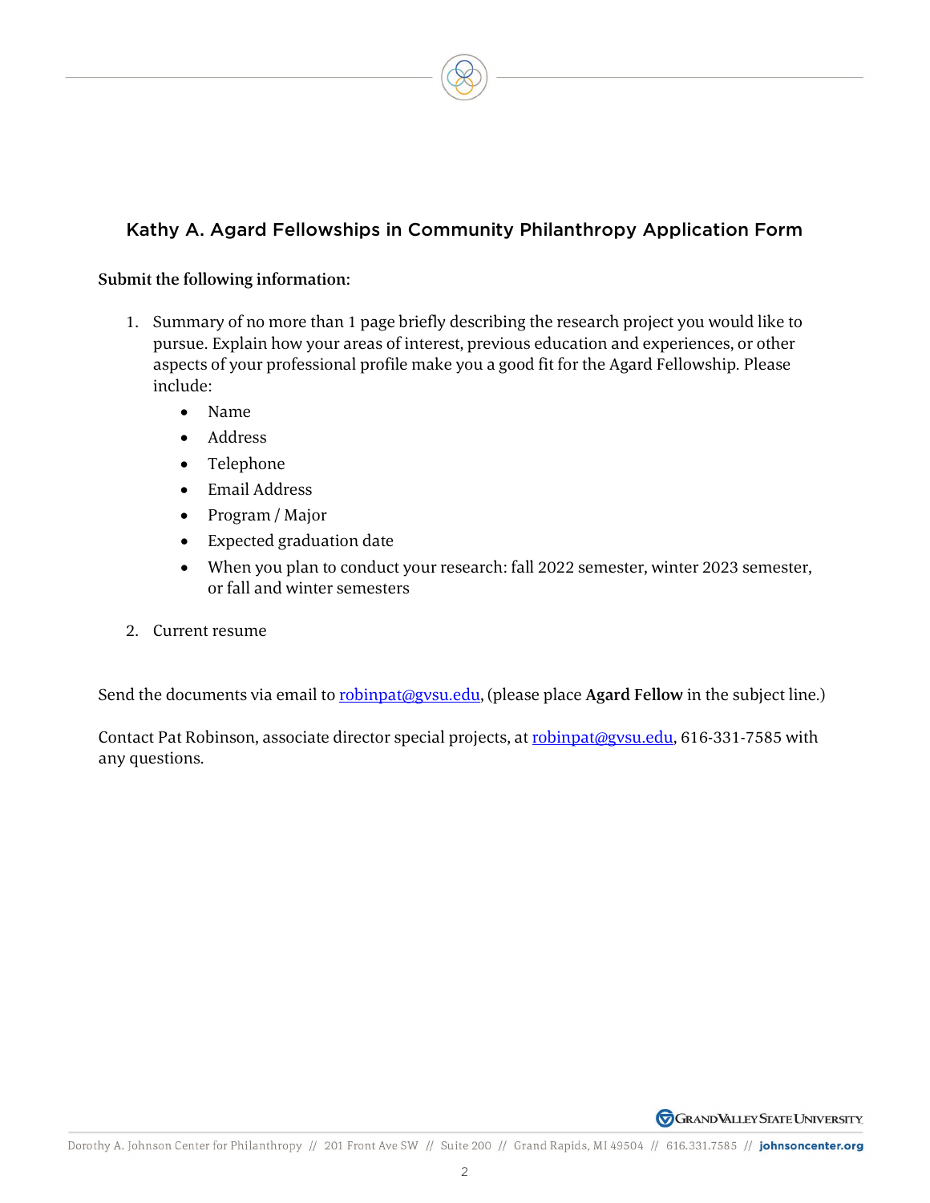## Kathy A. Agard Fellowships in Community Philanthropy Application Form

**Submit the following information:**

1. Summary of no more than 1 page briefly describing the research project you would like to pursue. Explain how your areas of interest, previous education and experiences, or other aspects of your professional profile make you a good fit for the Agard Fellowship. Please include:
   - Name
   - Address
   - Telephone
   - Email Address
   - Program / Major
   - Expected graduation date
   - When you plan to conduct your research: fall 2022 semester, winter 2023 semester, or fall and winter semesters
2. Current resume

Send the documents via email to robinpat@gvsu.edu, (please place **Agard Fellow** in the subject line.)

Contact Pat Robinson, associate director special projects, at robinpat@gvsu.edu, 616-331-7585 with any questions.